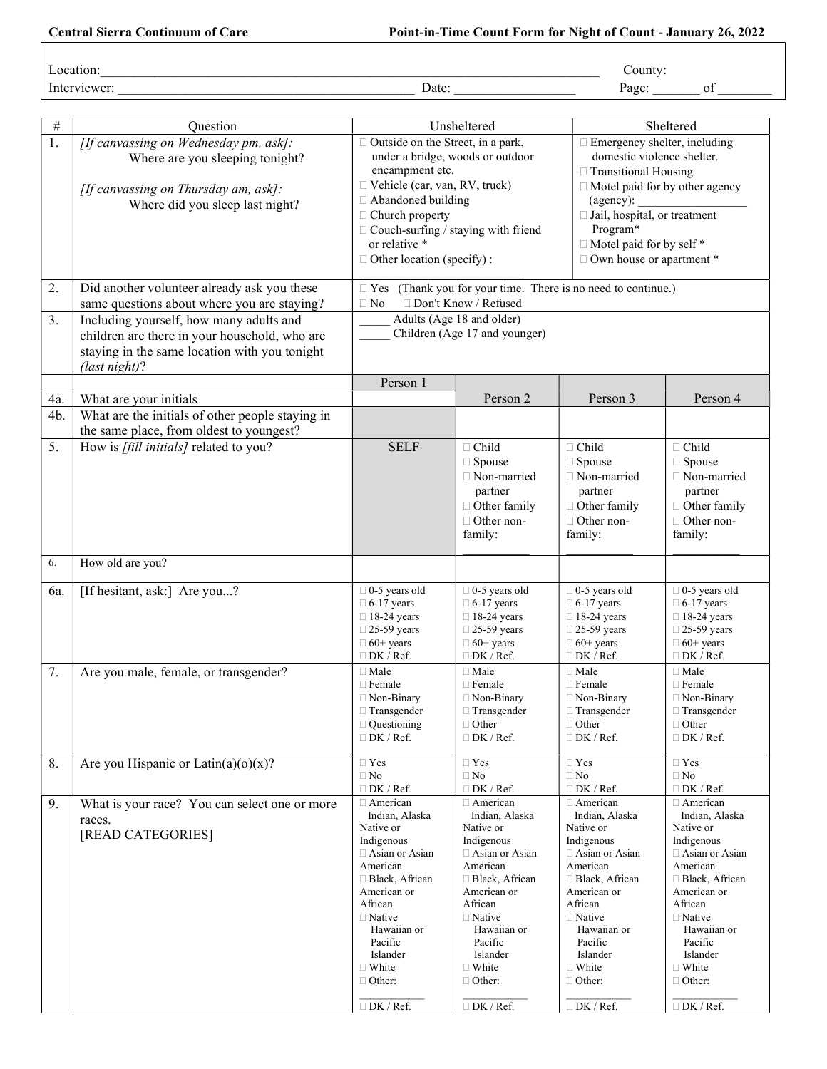**Central Sierra Continuum of Care** — **Point-in-Time Count Form for Night of Count - January 26, 2022**

Location:\_\_\_\_\_\_\_\_\_\_\_\_\_\_\_\_\_\_\_\_\_\_\_\_\_\_\_\_\_\_\_\_\_\_\_\_\_\_\_\_\_\_\_\_\_\_\_\_\_\_\_\_\_\_\_\_\_\_\_\_\_\_\_\_\_\_\_\_ County:

Interviewer: \_\_\_\_\_\_\_\_\_\_\_\_\_\_\_\_\_\_\_\_\_\_\_\_\_\_\_\_\_\_\_\_\_\_\_\_\_\_\_\_ Date: \_\_\_\_\_\_\_\_\_\_\_\_\_\_\_\_\_ Page: \_\_\_\_\_\_\_ of \_\_\_\_\_\_\_\_

| # | Question | Unsheltered | Sheltered |
|---|---|---|---|
| 1. | *[If canvassing on Wednesday pm, ask]:* Where are you sleeping tonight? *[If canvassing on Thursday am, ask]:* Where did you sleep last night? | ☐ Outside on the Street, in a park, under a bridge, woods or outdoor encampment etc.<br>☐ Vehicle (car, van, RV, truck)<br>☐ Abandoned building<br>☐ Church property<br>☐ Couch-surfing / staying with friend or relative *<br>☐ Other location (specify) : \_\_\_\_\_\_\_\_\_\_\_\_\_\_\_\_\_\_\_\_\_\_\_\_\_\_ | ☐ Emergency shelter, including domestic violence shelter.<br>☐ Transitional Housing<br>☐ Motel paid for by other agency (agency): \_\_\_\_\_\_\_\_\_\_\_\_\_\_\_\_\_\_<br>☐ Jail, hospital, or treatment Program*<br>☐ Motel paid for by self *<br>☐ Own house or apartment * |
| 2. | Did another volunteer already ask you these same questions about where you are staying? | ☐ Yes (Thank you for your time. There is no need to continue.)<br>☐ No ☐ Don't Know / Refused | |
| 3. | Including yourself, how many adults and children are there in your household, who are staying in the same location with you tonight *(last night)*? | \_\_\_\_\_ Adults (Age 18 and older)<br>\_\_\_\_\_ Children (Age 17 and younger) | |

| # | Question | Person 1 | Person 2 | Person 3 | Person 4 |
|---|---|---|---|---|---|
| 4a. | What are your initials | | | | |
| 4b. | What are the initials of other people staying in the same place, from oldest to youngest? | | | | |
| 5. | How is *[fill initials]* related to you? | SELF | ☐ Child<br>☐ Spouse<br>☐ Non-married partner<br>☐ Other family<br>☐ Other non-family: \_\_\_\_\_\_\_\_\_\_\_ | ☐ Child<br>☐ Spouse<br>☐ Non-married partner<br>☐ Other family<br>☐ Other non-family: \_\_\_\_\_\_\_\_\_\_\_ | ☐ Child<br>☐ Spouse<br>☐ Non-married partner<br>☐ Other family<br>☐ Other non-family: \_\_\_\_\_\_\_\_\_\_\_ |
| 6. | How old are you? | | | | |
| 6a. | [If hesitant, ask:] Are you...? | ☐ 0-5 years old<br>☐ 6-17 years<br>☐ 18-24 years<br>☐ 25-59 years<br>☐ 60+ years<br>☐ DK / Ref. | ☐ 0-5 years old<br>☐ 6-17 years<br>☐ 18-24 years<br>☐ 25-59 years<br>☐ 60+ years<br>☐ DK / Ref. | ☐ 0-5 years old<br>☐ 6-17 years<br>☐ 18-24 years<br>☐ 25-59 years<br>☐ 60+ years<br>☐ DK / Ref. | ☐ 0-5 years old<br>☐ 6-17 years<br>☐ 18-24 years<br>☐ 25-59 years<br>☐ 60+ years<br>☐ DK / Ref. |
| 7. | Are you male, female, or transgender? | ☐ Male<br>☐ Female<br>☐ Non-Binary<br>☐ Transgender<br>☐ Questioning<br>☐ DK / Ref. | ☐ Male<br>☐ Female<br>☐ Non-Binary<br>☐ Transgender<br>☐ Other<br>☐ DK / Ref. | ☐ Male<br>☐ Female<br>☐ Non-Binary<br>☐ Transgender<br>☐ Other<br>☐ DK / Ref. | ☐ Male<br>☐ Female<br>☐ Non-Binary<br>☐ Transgender<br>☐ Other<br>☐ DK / Ref. |
| 8. | Are you Hispanic or Latin(a)(o)(x)? | ☐ Yes<br>☐ No<br>☐ DK / Ref. | ☐ Yes<br>☐ No<br>☐ DK / Ref. | ☐ Yes<br>☐ No<br>☐ DK / Ref. | ☐ Yes<br>☐ No<br>☐ DK / Ref. |
| 9. | What is your race? You can select one or more races. [READ CATEGORIES] | ☐ American Indian, Alaska Native or Indigenous<br>☐ Asian or Asian American<br>☐ Black, African American or African<br>☐ Native Hawaiian or Pacific Islander<br>☐ White<br>☐ Other: \_\_\_\_\_\_\_\_\_\_\_<br>☐ DK / Ref. | ☐ American Indian, Alaska Native or Indigenous<br>☐ Asian or Asian American<br>☐ Black, African American or African<br>☐ Native Hawaiian or Pacific Islander<br>☐ White<br>☐ Other: \_\_\_\_\_\_\_\_\_\_\_<br>☐ DK / Ref. | ☐ American Indian, Alaska Native or Indigenous<br>☐ Asian or Asian American<br>☐ Black, African American or African<br>☐ Native Hawaiian or Pacific Islander<br>☐ White<br>☐ Other: \_\_\_\_\_\_\_\_\_\_\_<br>☐ DK / Ref. | ☐ American Indian, Alaska Native or Indigenous<br>☐ Asian or Asian American<br>☐ Black, African American or African<br>☐ Native Hawaiian or Pacific Islander<br>☐ White<br>☐ Other: \_\_\_\_\_\_\_\_\_\_\_<br>☐ DK / Ref. |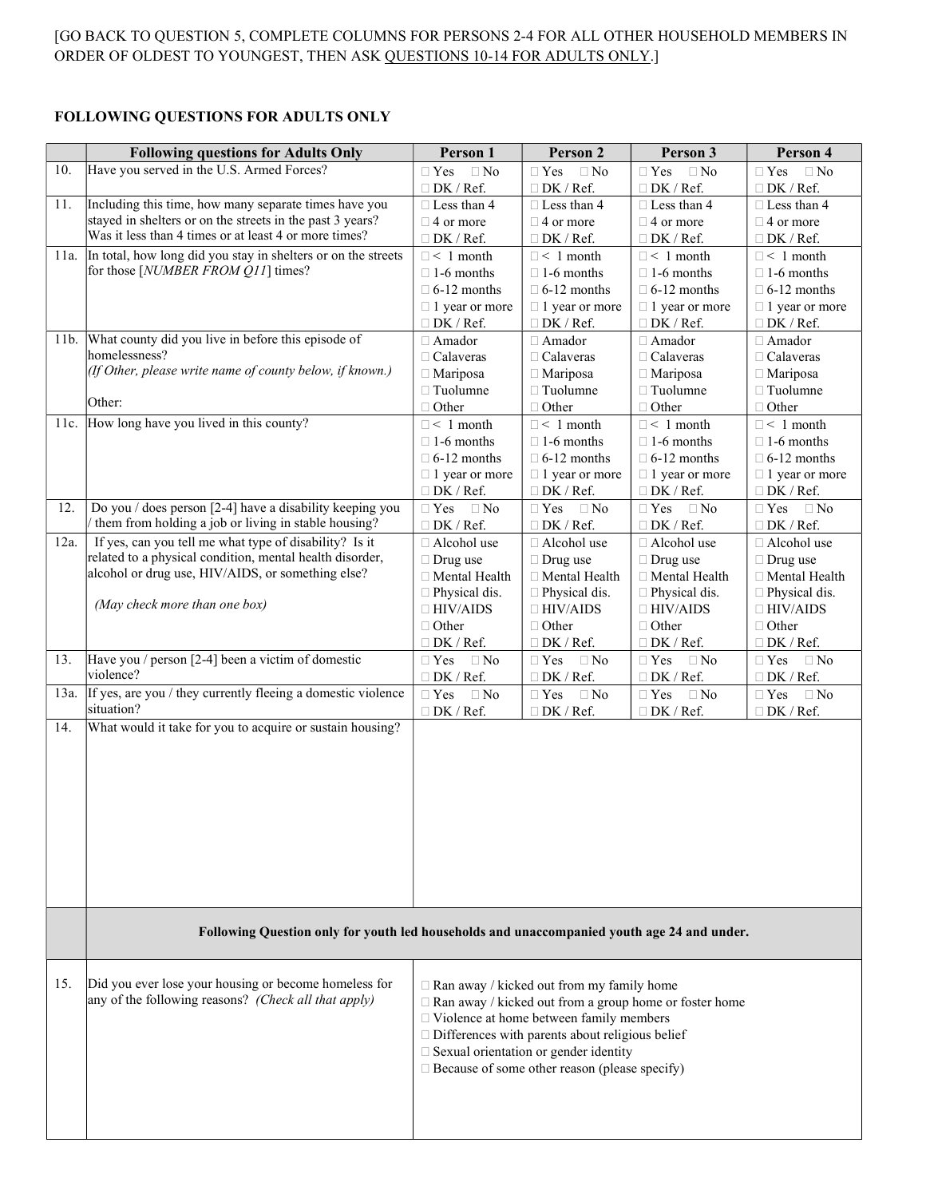[GO BACK TO QUESTION 5, COMPLETE COLUMNS FOR PERSONS 2-4 FOR ALL OTHER HOUSEHOLD MEMBERS IN ORDER OF OLDEST TO YOUNGEST, THEN ASK QUESTIONS 10-14 FOR ADULTS ONLY.]

**FOLLOWING QUESTIONS FOR ADULTS ONLY**

| | Following questions for Adults Only | Person 1 | Person 2 | Person 3 | Person 4 |
|---|---|---|---|---|---|
| 10. | Have you served in the U.S. Armed Forces? | □ Yes □ No<br>□ DK / Ref. | □ Yes □ No<br>□ DK / Ref. | □ Yes □ No<br>□ DK / Ref. | □ Yes □ No<br>□ DK / Ref. |
| 11. | Including this time, how many separate times have you stayed in shelters or on the streets in the past 3 years? Was it less than 4 times or at least 4 or more times? | □ Less than 4<br>□ 4 or more<br>□ DK / Ref. | □ Less than 4<br>□ 4 or more<br>□ DK / Ref. | □ Less than 4<br>□ 4 or more<br>□ DK / Ref. | □ Less than 4<br>□ 4 or more<br>□ DK / Ref. |
| 11a. | In total, how long did you stay in shelters or on the streets for those [*NUMBER FROM Q11*] times? | □ < 1 month<br>□ 1-6 months<br>□ 6-12 months<br>□ 1 year or more<br>□ DK / Ref. | □ < 1 month<br>□ 1-6 months<br>□ 6-12 months<br>□ 1 year or more<br>□ DK / Ref. | □ < 1 month<br>□ 1-6 months<br>□ 6-12 months<br>□ 1 year or more<br>□ DK / Ref. | □ < 1 month<br>□ 1-6 months<br>□ 6-12 months<br>□ 1 year or more<br>□ DK / Ref. |
| 11b. | What county did you live in before this episode of homelessness?<br>*(If Other, please write name of county below, if known.)*<br><br>Other: | □ Amador<br>□ Calaveras<br>□ Mariposa<br>□ Tuolumne<br>□ Other | □ Amador<br>□ Calaveras<br>□ Mariposa<br>□ Tuolumne<br>□ Other | □ Amador<br>□ Calaveras<br>□ Mariposa<br>□ Tuolumne<br>□ Other | □ Amador<br>□ Calaveras<br>□ Mariposa<br>□ Tuolumne<br>□ Other |
| 11c. | How long have you lived in this county? | □ < 1 month<br>□ 1-6 months<br>□ 6-12 months<br>□ 1 year or more<br>□ DK / Ref. | □ < 1 month<br>□ 1-6 months<br>□ 6-12 months<br>□ 1 year or more<br>□ DK / Ref. | □ < 1 month<br>□ 1-6 months<br>□ 6-12 months<br>□ 1 year or more<br>□ DK / Ref. | □ < 1 month<br>□ 1-6 months<br>□ 6-12 months<br>□ 1 year or more<br>□ DK / Ref. |
| 12. | Do you / does person [2-4] have a disability keeping you / them from holding a job or living in stable housing? | □ Yes □ No<br>□ DK / Ref. | □ Yes □ No<br>□ DK / Ref. | □ Yes □ No<br>□ DK / Ref. | □ Yes □ No<br>□ DK / Ref. |
| 12a. | If yes, can you tell me what type of disability? Is it related to a physical condition, mental health disorder, alcohol or drug use, HIV/AIDS, or something else?<br><br>*(May check more than one box)* | □ Alcohol use<br>□ Drug use<br>□ Mental Health<br>□ Physical dis.<br>□ HIV/AIDS<br>□ Other<br>□ DK / Ref. | □ Alcohol use<br>□ Drug use<br>□ Mental Health<br>□ Physical dis.<br>□ HIV/AIDS<br>□ Other<br>□ DK / Ref. | □ Alcohol use<br>□ Drug use<br>□ Mental Health<br>□ Physical dis.<br>□ HIV/AIDS<br>□ Other<br>□ DK / Ref. | □ Alcohol use<br>□ Drug use<br>□ Mental Health<br>□ Physical dis.<br>□ HIV/AIDS<br>□ Other<br>□ DK / Ref. |
| 13. | Have you / person [2-4] been a victim of domestic violence? | □ Yes □ No<br>□ DK / Ref. | □ Yes □ No<br>□ DK / Ref. | □ Yes □ No<br>□ DK / Ref. | □ Yes □ No<br>□ DK / Ref. |
| 13a. | If yes, are you / they currently fleeing a domestic violence situation? | □ Yes □ No<br>□ DK / Ref. | □ Yes □ No<br>□ DK / Ref. | □ Yes □ No<br>□ DK / Ref. | □ Yes □ No<br>□ DK / Ref. |
| 14. | What would it take for you to acquire or sustain housing? | | | | |
| | **Following Question only for youth led households and unaccompanied youth age 24 and under.** | | | | |
| 15. | Did you ever lose your housing or become homeless for any of the following reasons? *(Check all that apply)* | □ Ran away / kicked out from my family home<br>□ Ran away / kicked out from a group home or foster home<br>□ Violence at home between family members<br>□ Differences with parents about religious belief<br>□ Sexual orientation or gender identity<br>□ Because of some other reason (please specify) | | | |